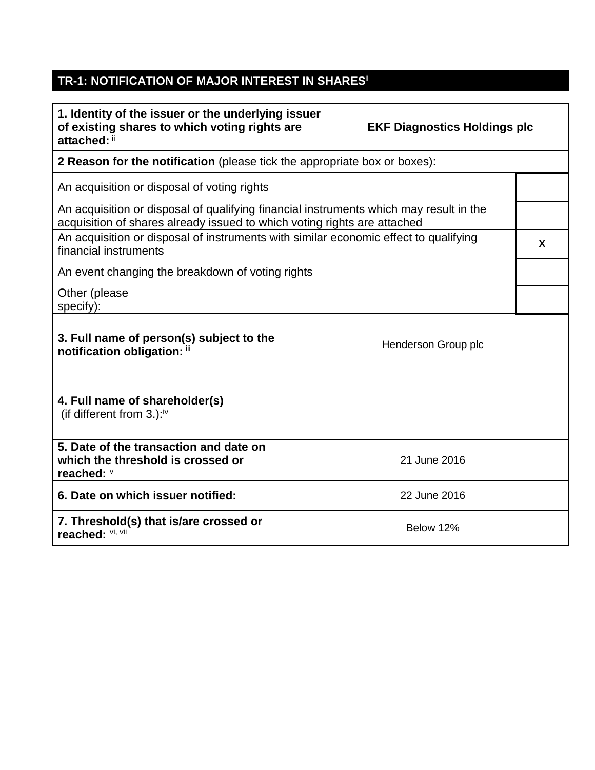## TR-1: NOTIFICATION OF MAJOR INTEREST IN SHARES[i]

| | |
|---|---|
| **1. Identity of the issuer or the underlying issuer of existing shares to which voting rights are attached:** [ii] | **EKF Diagnostics Holdings plc** |
| **2 Reason for the notification** (please tick the appropriate box or boxes): | |
| An acquisition or disposal of voting rights | |
| An acquisition or disposal of qualifying financial instruments which may result in the acquisition of shares already issued to which voting rights are attached | |
| An acquisition or disposal of instruments with similar economic effect to qualifying financial instruments | X |
| An event changing the breakdown of voting rights | |
| Other (please specify): | |
| **3. Full name of person(s) subject to the notification obligation:** [iii] | Henderson Group plc |
| **4. Full name of shareholder(s)** (if different from 3.):[iv] | |
| **5. Date of the transaction and date on which the threshold is crossed or reached:** [v] | 21 June 2016 |
| **6. Date on which issuer notified:** | 22 June 2016 |
| **7. Threshold(s) that is/are crossed or reached:** [vi, vii] | Below 12% |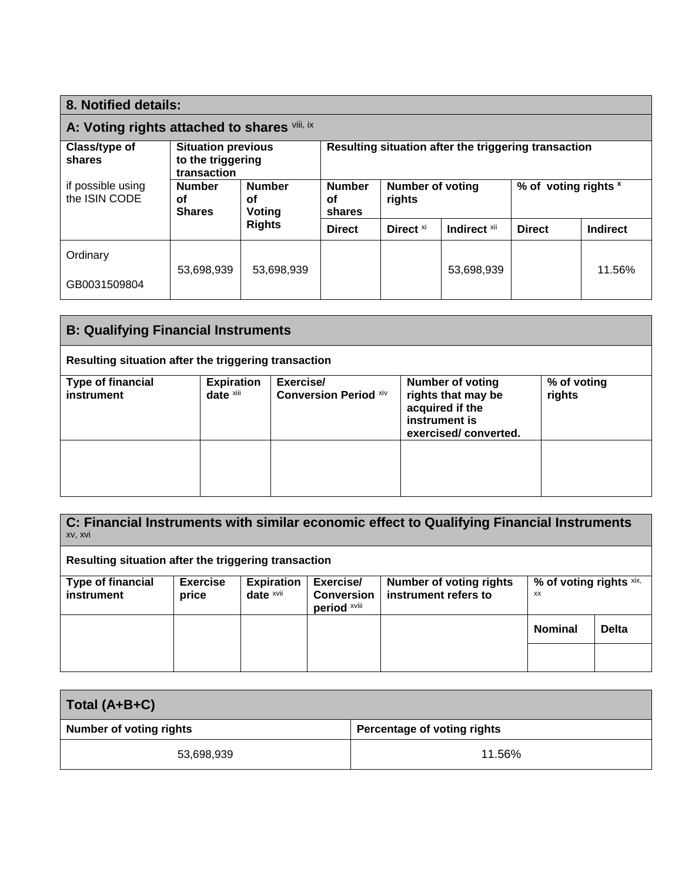## 8. Notified details:

### A: Voting rights attached to shares [viii, ix]

| Class/type of shares<br><br>if possible using the ISIN CODE | Situation previous to the triggering transaction | | Resulting situation after the triggering transaction | | | | |
|---|---|---|---|---|---|---|---|
| | Number of Shares | Number of Voting Rights | Number of shares | Number of voting rights | | % of voting rights [x] | |
| | | | Direct | Direct [xi] | Indirect [xii] | Direct | Indirect |
| Ordinary<br><br>GB0031509804 | 53,698,939 | 53,698,939 | | | 53,698,939 | | 11.56% |

### B: Qualifying Financial Instruments

**Resulting situation after the triggering transaction**

| Type of financial instrument | Expiration date [xiii] | Exercise/ Conversion Period [xiv] | Number of voting rights that may be acquired if the instrument is exercised/ converted. | % of voting rights |
|---|---|---|---|---|
| | | | | |

### C: Financial Instruments with similar economic effect to Qualifying Financial Instruments [xv, xvi]

**Resulting situation after the triggering transaction**

| Type of financial instrument | Exercise price | Expiration date [xvii] | Exercise/ Conversion period [xviii] | Number of voting rights instrument refers to | % of voting rights [xix, xx] | |
|---|---|---|---|---|---|---|
| | | | | | Nominal | Delta |
| | | | | | | |

### Total (A+B+C)

| Number of voting rights | Percentage of voting rights |
|---|---|
| 53,698,939 | 11.56% |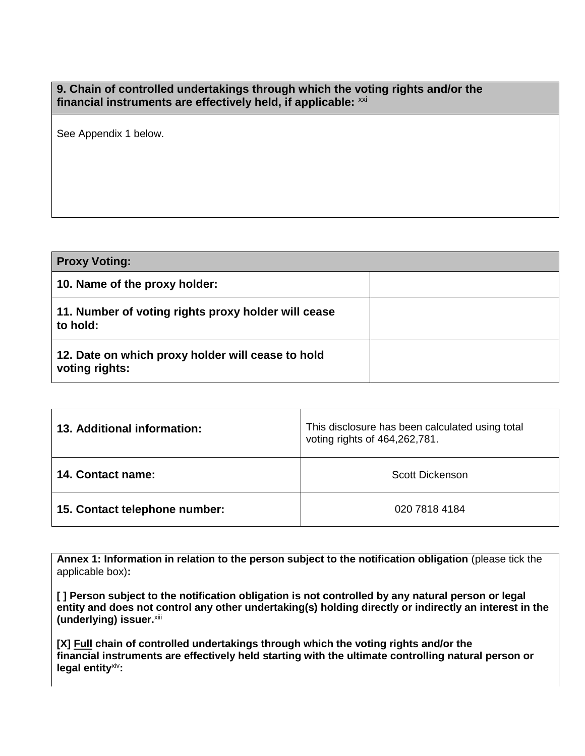| 9. Chain of controlled undertakings through which the voting rights and/or the financial instruments are effectively held, if applicable: [xxi] |
| --- |
| See Appendix 1 below. |

| Proxy Voting: | |
| --- | --- |
| 10. Name of the proxy holder: | |
| 11. Number of voting rights proxy holder will cease to hold: | |
| 12. Date on which proxy holder will cease to hold voting rights: | |

| 13. Additional information: | This disclosure has been calculated using total voting rights of 464,262,781. |
| --- | --- |
| 14. Contact name: | Scott Dickenson |
| 15. Contact telephone number: | 020 7818 4184 |

**Annex 1: Information in relation to the person subject to the notification obligation** (please tick the applicable box)**:**

**[ ] Person subject to the notification obligation is not controlled by any natural person or legal entity and does not control any other undertaking(s) holding directly or indirectly an interest in the (underlying) issuer.**[xiii]

**[X] Full chain of controlled undertakings through which the voting rights and/or the financial instruments are effectively held starting with the ultimate controlling natural person or legal entity**[xiv]**:**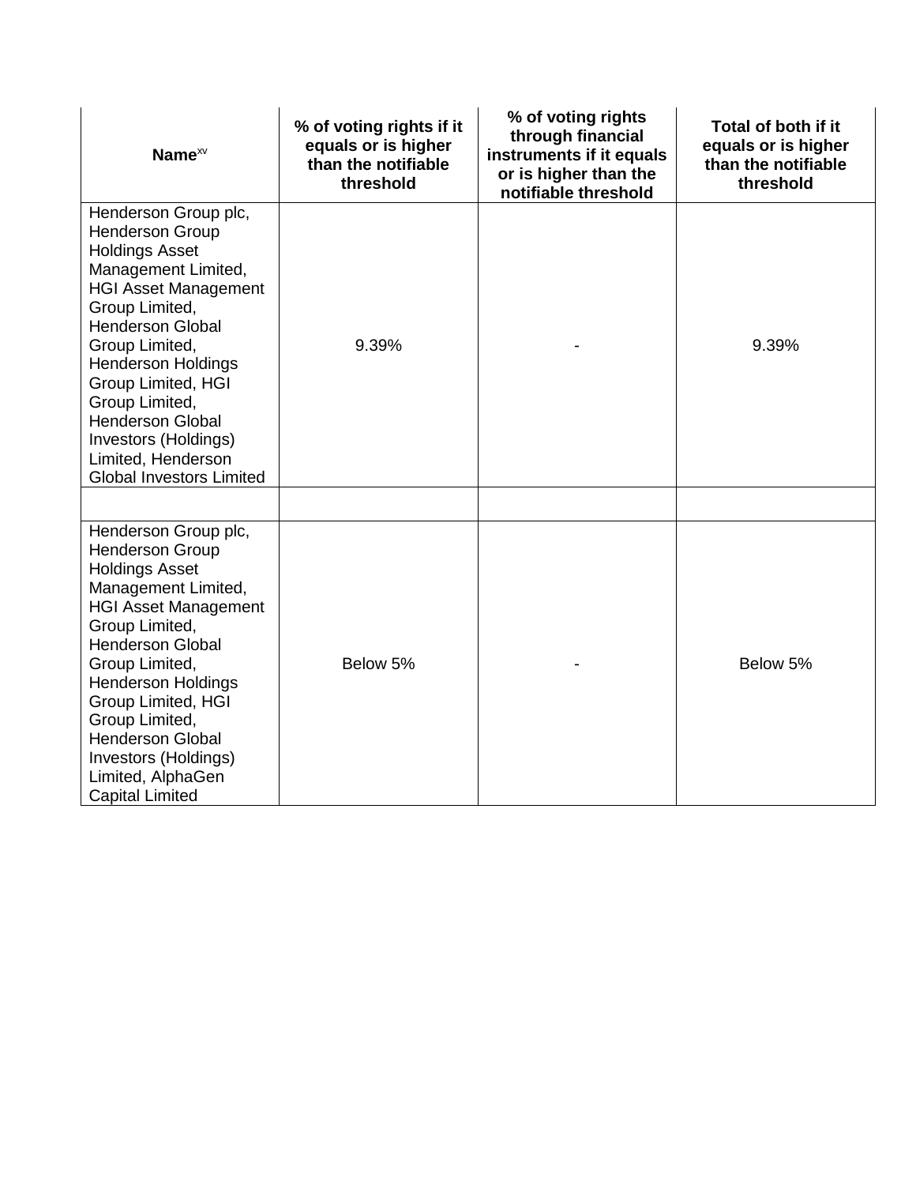| Name[xv] | % of voting rights if it equals or is higher than the notifiable threshold | % of voting rights through financial instruments if it equals or is higher than the notifiable threshold | Total of both if it equals or is higher than the notifiable threshold |
|---|---|---|---|
| Henderson Group plc, Henderson Group Holdings Asset Management Limited, HGI Asset Management Group Limited, Henderson Global Group Limited, Henderson Holdings Group Limited, HGI Group Limited, Henderson Global Investors (Holdings) Limited, Henderson Global Investors Limited | 9.39% | - | 9.39% |
| | | | |
| Henderson Group plc, Henderson Group Holdings Asset Management Limited, HGI Asset Management Group Limited, Henderson Global Group Limited, Henderson Holdings Group Limited, HGI Group Limited, Henderson Global Investors (Holdings) Limited, AlphaGen Capital Limited | Below 5% | - | Below 5% |